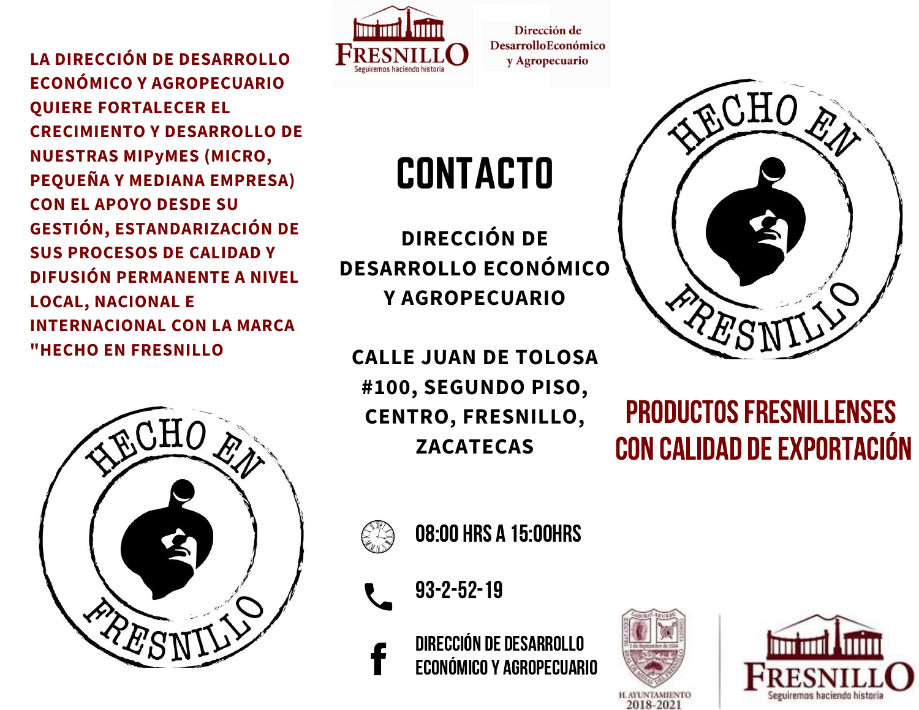LA DIRECCIÓN DE DESARROLLO ECONÓMICO Y AGROPECUARIO QUIERE FORTALECER EL CRECIMIENTO Y DESARROLLO DE NUESTRAS MIPyMES (MICRO, PEQUEÑA Y MEDIANA EMPRESA) CON EL APOYO DESDE SU GESTIÓN, ESTANDARIZACIÓN DE SUS PROCESOS DE CALIDAD Y DIFUSIÓN PERMANENTE A NIVEL LOCAL, NACIONAL E INTERNACIONAL CON LA MARCA "HECHO EN FRESNILLO

HECHO EN FRESNILLO

FRESNILLO
Seguiremos haciendo historia

Dirección de DesarrolloEconómico y Agropecuario

# CONTACTO

**DIRECCIÓN DE DESARROLLO ECONÓMICO Y AGROPECUARIO**

**CALLE JUAN DE TOLOSA #100, SEGUNDO PISO, CENTRO, FRESNILLO, ZACATECAS**

08:00 HRS A 15:00HRS

93-2-52-19

DIRECCIÓN DE DESARROLLO ECONÓMICO Y AGROPECUARIO

HECHO EN FRESNILLO

## PRODUCTOS FRESNILLENSES CON CALIDAD DE EXPORTACIÓN

H. AYUNTAMIENTO 2018-2021

FRESNILLO
Seguiremos haciendo historia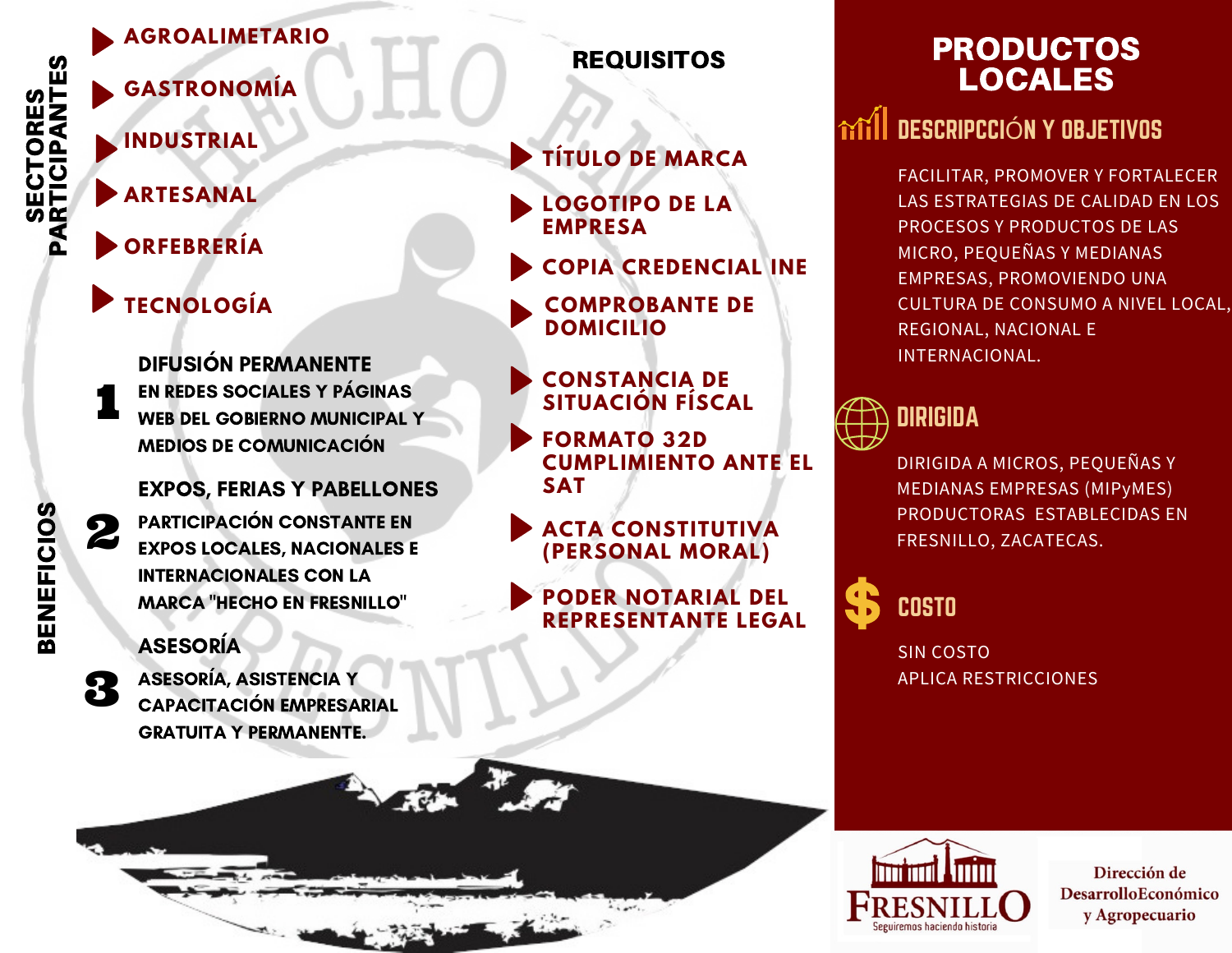## SECTORES PARTICIPANTES

- AGROALIMETARIO
- GASTRONOMÍA
- INDUSTRIAL
- ARTESANAL
- ORFEBRERÍA
- TECNOLOGÍA

## BENEFICIOS

1. **DIFUSIÓN PERMANENTE**
   EN REDES SOCIALES Y PÁGINAS WEB DEL GOBIERNO MUNICIPAL Y MEDIOS DE COMUNICACIÓN

2. **EXPOS, FERIAS Y PABELLONES**
   PARTICIPACIÓN CONSTANTE EN EXPOS LOCALES, NACIONALES E INTERNACIONALES CON LA MARCA "HECHO EN FRESNILLO"

3. **ASESORÍA**
   ASESORÍA, ASISTENCIA Y CAPACITACIÓN EMPRESARIAL GRATUITA Y PERMANENTE.

## REQUISITOS

- TÍTULO DE MARCA
- LOGOTIPO DE LA EMPRESA
- COPIA CREDENCIAL INE
- COMPROBANTE DE DOMICILIO
- CONSTANCIA DE SITUACIÓN FÍSCAL
- FORMATO 32D CUMPLIMIENTO ANTE EL SAT
- ACTA CONSTITUTIVA (PERSONAL MORAL)
- PODER NOTARIAL DEL REPRESENTANTE LEGAL

# PRODUCTOS LOCALES

## DESCRIPCCIÓN Y OBJETIVOS

FACILITAR, PROMOVER Y FORTALECER LAS ESTRATEGIAS DE CALIDAD EN LOS PROCESOS Y PRODUCTOS DE LAS MICRO, PEQUEÑAS Y MEDIANAS EMPRESAS, PROMOVIENDO UNA CULTURA DE CONSUMO A NIVEL LOCAL, REGIONAL, NACIONAL E INTERNACIONAL.

## DIRIGIDA

DIRIGIDA A MICROS, PEQUEÑAS Y MEDIANAS EMPRESAS (MIPyMES) PRODUCTORAS ESTABLECIDAS EN FRESNILLO, ZACATECAS.

## COSTO

SIN COSTO
APLICA RESTRICCIONES

FRESNILLO
Seguiremos haciendo historia

Dirección de DesarrolloEconómico y Agropecuario